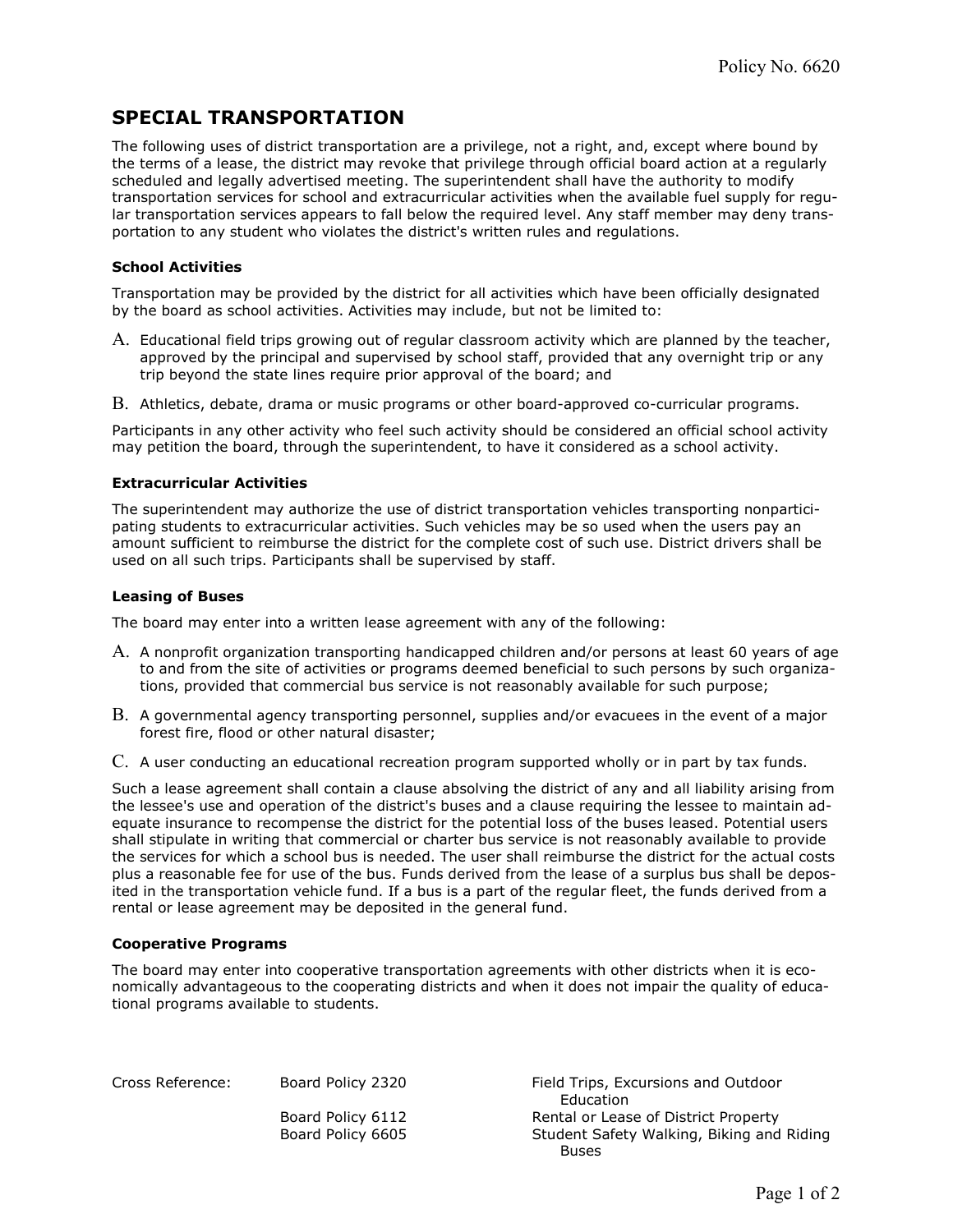# SPECIAL TRANSPORTATION

The following uses of district transportation are a privilege, not a right, and, except where bound by the terms of a lease, the district may revoke that privilege through official board action at a regularly scheduled and legally advertised meeting. The superintendent shall have the authority to modify transportation services for school and extracurricular activities when the available fuel supply for regular transportation services appears to fall below the required level. Any staff member may deny transportation to any student who violates the district's written rules and regulations.

### School Activities

Transportation may be provided by the district for all activities which have been officially designated by the board as school activities. Activities may include, but not be limited to:

A. Educational field trips growing out of regular classroom activity which are planned by the teacher, approved by the principal and supervised by school staff, provided that any overnight trip or any trip beyond the state lines require prior approval of the board; and

B. Athletics, debate, drama or music programs or other board-approved co-curricular programs.

Participants in any other activity who feel such activity should be considered an official school activity may petition the board, through the superintendent, to have it considered as a school activity.

### Extracurricular Activities

The superintendent may authorize the use of district transportation vehicles transporting nonparticipating students to extracurricular activities. Such vehicles may be so used when the users pay an amount sufficient to reimburse the district for the complete cost of such use. District drivers shall be used on all such trips. Participants shall be supervised by staff.

### Leasing of Buses

The board may enter into a written lease agreement with any of the following:

A. A nonprofit organization transporting handicapped children and/or persons at least 60 years of age to and from the site of activities or programs deemed beneficial to such persons by such organizations, provided that commercial bus service is not reasonably available for such purpose;

B. A governmental agency transporting personnel, supplies and/or evacuees in the event of a major forest fire, flood or other natural disaster;

C. A user conducting an educational recreation program supported wholly or in part by tax funds.

Such a lease agreement shall contain a clause absolving the district of any and all liability arising from the lessee's use and operation of the district's buses and a clause requiring the lessee to maintain adequate insurance to recompense the district for the potential loss of the buses leased. Potential users shall stipulate in writing that commercial or charter bus service is not reasonably available to provide the services for which a school bus is needed. The user shall reimburse the district for the actual costs plus a reasonable fee for use of the bus. Funds derived from the lease of a surplus bus shall be deposited in the transportation vehicle fund. If a bus is a part of the regular fleet, the funds derived from a rental or lease agreement may be deposited in the general fund.

### Cooperative Programs

The board may enter into cooperative transportation agreements with other districts when it is economically advantageous to the cooperating districts and when it does not impair the quality of educational programs available to students.

| Cross Reference: | Board Policy 2320 | Field Trips, Excursions and Outdoor Education |
|---|---|---|
| | Board Policy 6112 | Rental or Lease of District Property |
| | Board Policy 6605 | Student Safety Walking, Biking and Riding Buses |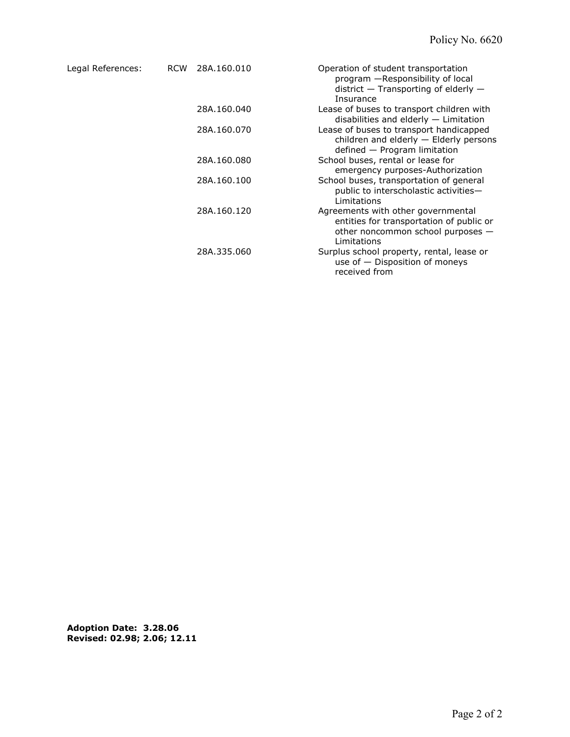Legal References:

| | | |
|---|---|---|
| RCW | 28A.160.010 | Operation of student transportation program —Responsibility of local district — Transporting of elderly — Insurance |
| | 28A.160.040 | Lease of buses to transport children with disabilities and elderly — Limitation |
| | 28A.160.070 | Lease of buses to transport handicapped children and elderly — Elderly persons defined — Program limitation |
| | 28A.160.080 | School buses, rental or lease for emergency purposes-Authorization |
| | 28A.160.100 | School buses, transportation of general public to interscholastic activities— Limitations |
| | 28A.160.120 | Agreements with other governmental entities for transportation of public or other noncommon school purposes — Limitations |
| | 28A.335.060 | Surplus school property, rental, lease or use of — Disposition of moneys received from |

**Adoption Date: 3.28.06**
**Revised: 02.98; 2.06; 12.11**